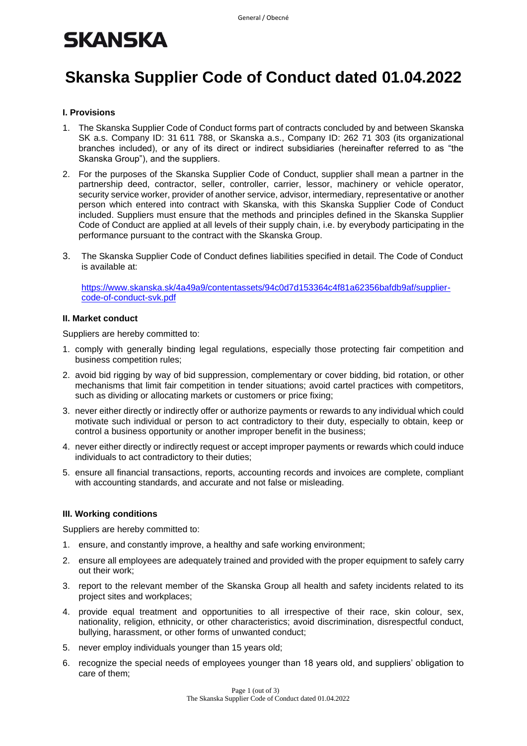SKANSKA

# Skanska Supplier Code of Conduct dated 01.04.2022

### I. Provisions

1. The Skanska Supplier Code of Conduct forms part of contracts concluded by and between Skanska SK a.s. Company ID: 31 611 788, or Skanska a.s., Company ID: 262 71 303 (its organizational branches included), or any of its direct or indirect subsidiaries (hereinafter referred to as "the Skanska Group"), and the suppliers.
2. For the purposes of the Skanska Supplier Code of Conduct, supplier shall mean a partner in the partnership deed, contractor, seller, controller, carrier, lessor, machinery or vehicle operator, security service worker, provider of another service, advisor, intermediary, representative or another person which entered into contract with Skanska, with this Skanska Supplier Code of Conduct included. Suppliers must ensure that the methods and principles defined in the Skanska Supplier Code of Conduct are applied at all levels of their supply chain, i.e. by everybody participating in the performance pursuant to the contract with the Skanska Group.
3. The Skanska Supplier Code of Conduct defines liabilities specified in detail. The Code of Conduct is available at:

   https://www.skanska.sk/4a49a9/contentassets/94c0d7d153364c4f81a62356bafdb9af/supplier-code-of-conduct-svk.pdf

### II. Market conduct

Suppliers are hereby committed to:

1. comply with generally binding legal regulations, especially those protecting fair competition and business competition rules;
2. avoid bid rigging by way of bid suppression, complementary or cover bidding, bid rotation, or other mechanisms that limit fair competition in tender situations; avoid cartel practices with competitors, such as dividing or allocating markets or customers or price fixing;
3. never either directly or indirectly offer or authorize payments or rewards to any individual which could motivate such individual or person to act contradictory to their duty, especially to obtain, keep or control a business opportunity or another improper benefit in the business;
4. never either directly or indirectly request or accept improper payments or rewards which could induce individuals to act contradictory to their duties;
5. ensure all financial transactions, reports, accounting records and invoices are complete, compliant with accounting standards, and accurate and not false or misleading.

### III. Working conditions

Suppliers are hereby committed to:

1. ensure, and constantly improve, a healthy and safe working environment;
2. ensure all employees are adequately trained and provided with the proper equipment to safely carry out their work;
3. report to the relevant member of the Skanska Group all health and safety incidents related to its project sites and workplaces;
4. provide equal treatment and opportunities to all irrespective of their race, skin colour, sex, nationality, religion, ethnicity, or other characteristics; avoid discrimination, disrespectful conduct, bullying, harassment, or other forms of unwanted conduct;
5. never employ individuals younger than 15 years old;
6. recognize the special needs of employees younger than 18 years old, and suppliers' obligation to care of them;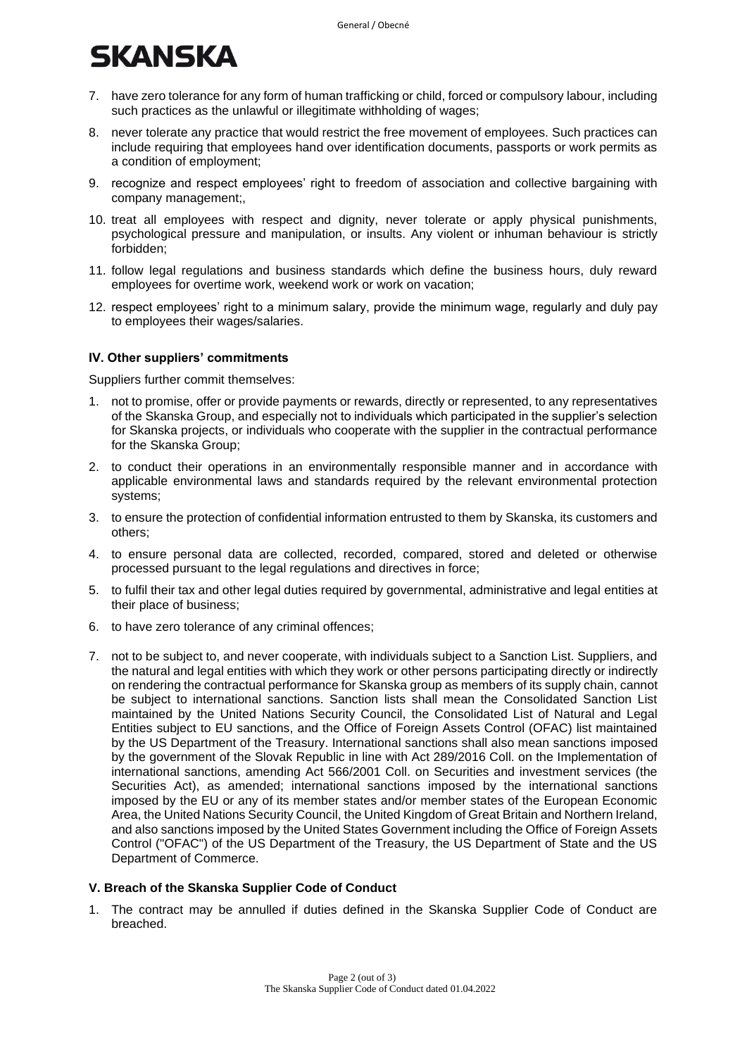7. have zero tolerance for any form of human trafficking or child, forced or compulsory labour, including such practices as the unlawful or illegitimate withholding of wages;
8. never tolerate any practice that would restrict the free movement of employees. Such practices can include requiring that employees hand over identification documents, passports or work permits as a condition of employment;
9. recognize and respect employees' right to freedom of association and collective bargaining with company management;,
10. treat all employees with respect and dignity, never tolerate or apply physical punishments, psychological pressure and manipulation, or insults. Any violent or inhuman behaviour is strictly forbidden;
11. follow legal regulations and business standards which define the business hours, duly reward employees for overtime work, weekend work or work on vacation;
12. respect employees' right to a minimum salary, provide the minimum wage, regularly and duly pay to employees their wages/salaries.

### IV. Other suppliers' commitments

Suppliers further commit themselves:

1. not to promise, offer or provide payments or rewards, directly or represented, to any representatives of the Skanska Group, and especially not to individuals which participated in the supplier's selection for Skanska projects, or individuals who cooperate with the supplier in the contractual performance for the Skanska Group;
2. to conduct their operations in an environmentally responsible manner and in accordance with applicable environmental laws and standards required by the relevant environmental protection systems;
3. to ensure the protection of confidential information entrusted to them by Skanska, its customers and others;
4. to ensure personal data are collected, recorded, compared, stored and deleted or otherwise processed pursuant to the legal regulations and directives in force;
5. to fulfil their tax and other legal duties required by governmental, administrative and legal entities at their place of business;
6. to have zero tolerance of any criminal offences;
7. not to be subject to, and never cooperate, with individuals subject to a Sanction List. Suppliers, and the natural and legal entities with which they work or other persons participating directly or indirectly on rendering the contractual performance for Skanska group as members of its supply chain, cannot be subject to international sanctions. Sanction lists shall mean the Consolidated Sanction List maintained by the United Nations Security Council, the Consolidated List of Natural and Legal Entities subject to EU sanctions, and the Office of Foreign Assets Control (OFAC) list maintained by the US Department of the Treasury. International sanctions shall also mean sanctions imposed by the government of the Slovak Republic in line with Act 289/2016 Coll. on the Implementation of international sanctions, amending Act 566/2001 Coll. on Securities and investment services (the Securities Act), as amended; international sanctions imposed by the international sanctions imposed by the EU or any of its member states and/or member states of the European Economic Area, the United Nations Security Council, the United Kingdom of Great Britain and Northern Ireland, and also sanctions imposed by the United States Government including the Office of Foreign Assets Control ("OFAC") of the US Department of the Treasury, the US Department of State and the US Department of Commerce.

### V. Breach of the Skanska Supplier Code of Conduct

1. The contract may be annulled if duties defined in the Skanska Supplier Code of Conduct are breached.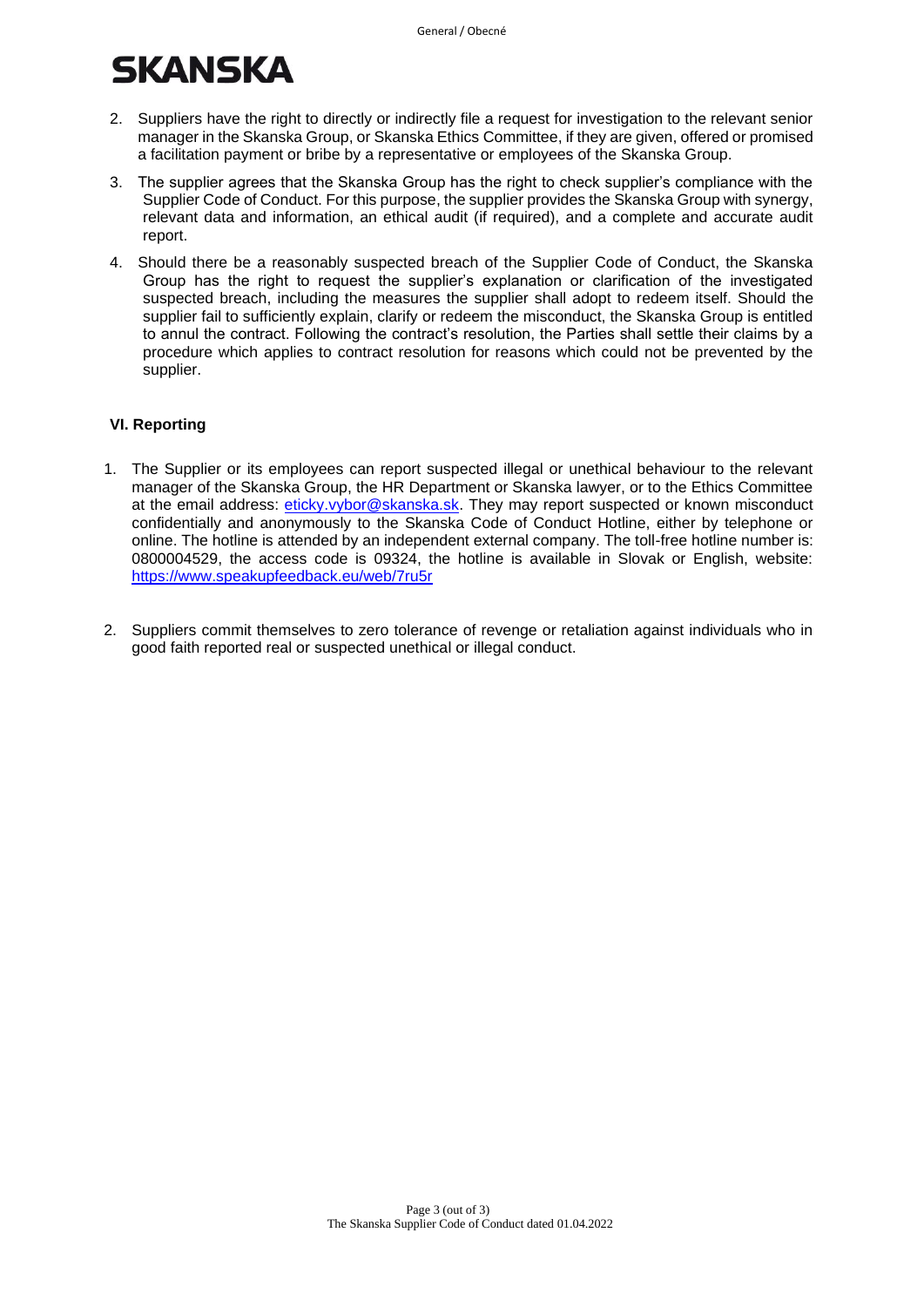2. Suppliers have the right to directly or indirectly file a request for investigation to the relevant senior manager in the Skanska Group, or Skanska Ethics Committee, if they are given, offered or promised a facilitation payment or bribe by a representative or employees of the Skanska Group.
3. The supplier agrees that the Skanska Group has the right to check supplier's compliance with the Supplier Code of Conduct. For this purpose, the supplier provides the Skanska Group with synergy, relevant data and information, an ethical audit (if required), and a complete and accurate audit report.
4. Should there be a reasonably suspected breach of the Supplier Code of Conduct, the Skanska Group has the right to request the supplier's explanation or clarification of the investigated suspected breach, including the measures the supplier shall adopt to redeem itself. Should the supplier fail to sufficiently explain, clarify or redeem the misconduct, the Skanska Group is entitled to annul the contract. Following the contract's resolution, the Parties shall settle their claims by a procedure which applies to contract resolution for reasons which could not be prevented by the supplier.

## VI. Reporting

1. The Supplier or its employees can report suspected illegal or unethical behaviour to the relevant manager of the Skanska Group, the HR Department or Skanska lawyer, or to the Ethics Committee at the email address: eticky.vybor@skanska.sk. They may report suspected or known misconduct confidentially and anonymously to the Skanska Code of Conduct Hotline, either by telephone or online. The hotline is attended by an independent external company. The toll-free hotline number is: 0800004529, the access code is 09324, the hotline is available in Slovak or English, website: https://www.speakupfeedback.eu/web/7ru5r
2. Suppliers commit themselves to zero tolerance of revenge or retaliation against individuals who in good faith reported real or suspected unethical or illegal conduct.